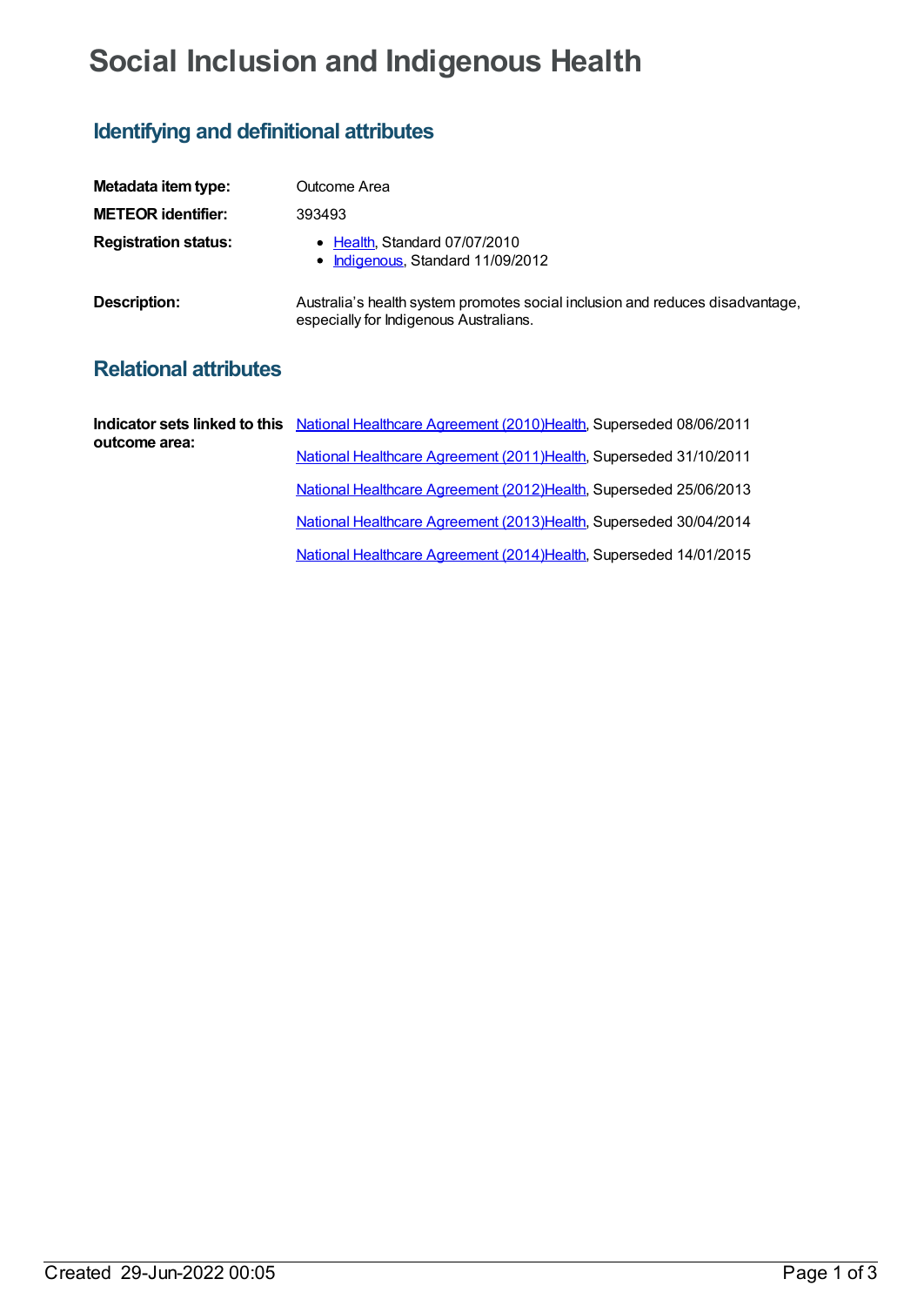# Social Inclusion and Indigenous Health

## Identifying and definitional attributes

| | |
|---|---|
| **Metadata item type:** | Outcome Area |
| **METEOR identifier:** | 393493 |
| **Registration status:** | • Health, Standard 07/07/2010<br>• Indigenous, Standard 11/09/2012 |
| **Description:** | Australia's health system promotes social inclusion and reduces disadvantage, especially for Indigenous Australians. |

## Relational attributes

| | |
|---|---|
| **Indicator sets linked to this outcome area:** | National Healthcare Agreement (2010)Health, Superseded 08/06/2011<br>National Healthcare Agreement (2011)Health, Superseded 31/10/2011<br>National Healthcare Agreement (2012)Health, Superseded 25/06/2013<br>National Healthcare Agreement (2013)Health, Superseded 30/04/2014<br>National Healthcare Agreement (2014)Health, Superseded 14/01/2015 |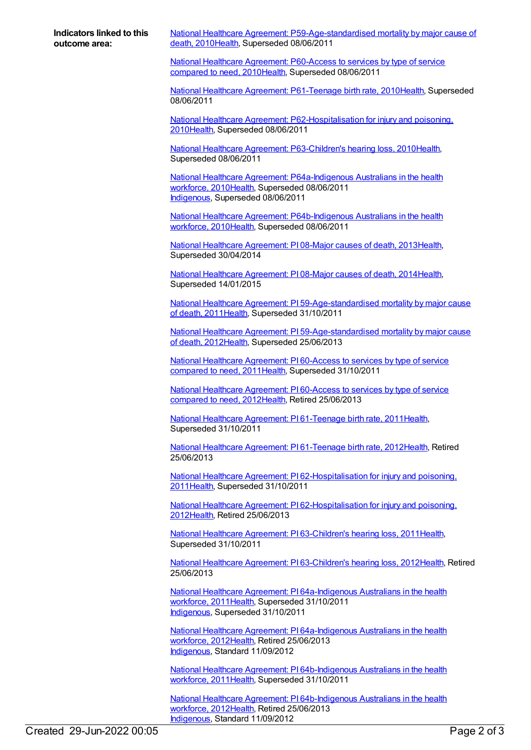**Indicators linked to this outcome area:**

National Healthcare Agreement: P59-Age-standardised mortality by major cause of death, 2010Health, Superseded 08/06/2011

National Healthcare Agreement: P60-Access to services by type of service compared to need, 2010Health, Superseded 08/06/2011

National Healthcare Agreement: P61-Teenage birth rate, 2010Health, Superseded 08/06/2011

National Healthcare Agreement: P62-Hospitalisation for injury and poisoning, 2010Health, Superseded 08/06/2011

National Healthcare Agreement: P63-Children's hearing loss, 2010Health, Superseded 08/06/2011

National Healthcare Agreement: P64a-Indigenous Australians in the health workforce, 2010Health, Superseded 08/06/2011
Indigenous, Superseded 08/06/2011

National Healthcare Agreement: P64b-Indigenous Australians in the health workforce, 2010Health, Superseded 08/06/2011

National Healthcare Agreement: PI 08-Major causes of death, 2013Health, Superseded 30/04/2014

National Healthcare Agreement: PI 08-Major causes of death, 2014Health, Superseded 14/01/2015

National Healthcare Agreement: PI 59-Age-standardised mortality by major cause of death, 2011Health, Superseded 31/10/2011

National Healthcare Agreement: PI 59-Age-standardised mortality by major cause of death, 2012Health, Superseded 25/06/2013

National Healthcare Agreement: PI 60-Access to services by type of service compared to need, 2011Health, Superseded 31/10/2011

National Healthcare Agreement: PI 60-Access to services by type of service compared to need, 2012Health, Retired 25/06/2013

National Healthcare Agreement: PI 61-Teenage birth rate, 2011Health, Superseded 31/10/2011

National Healthcare Agreement: PI 61-Teenage birth rate, 2012Health, Retired 25/06/2013

National Healthcare Agreement: PI 62-Hospitalisation for injury and poisoning, 2011Health, Superseded 31/10/2011

National Healthcare Agreement: PI 62-Hospitalisation for injury and poisoning, 2012Health, Retired 25/06/2013

National Healthcare Agreement: PI 63-Children's hearing loss, 2011Health, Superseded 31/10/2011

National Healthcare Agreement: PI 63-Children's hearing loss, 2012Health, Retired 25/06/2013

National Healthcare Agreement: PI 64a-Indigenous Australians in the health workforce, 2011Health, Superseded 31/10/2011
Indigenous, Superseded 31/10/2011

National Healthcare Agreement: PI 64a-Indigenous Australians in the health workforce, 2012Health, Retired 25/06/2013
Indigenous, Standard 11/09/2012

National Healthcare Agreement: PI 64b-Indigenous Australians in the health workforce, 2011Health, Superseded 31/10/2011

National Healthcare Agreement: PI 64b-Indigenous Australians in the health workforce, 2012Health, Retired 25/06/2013
Indigenous, Standard 11/09/2012